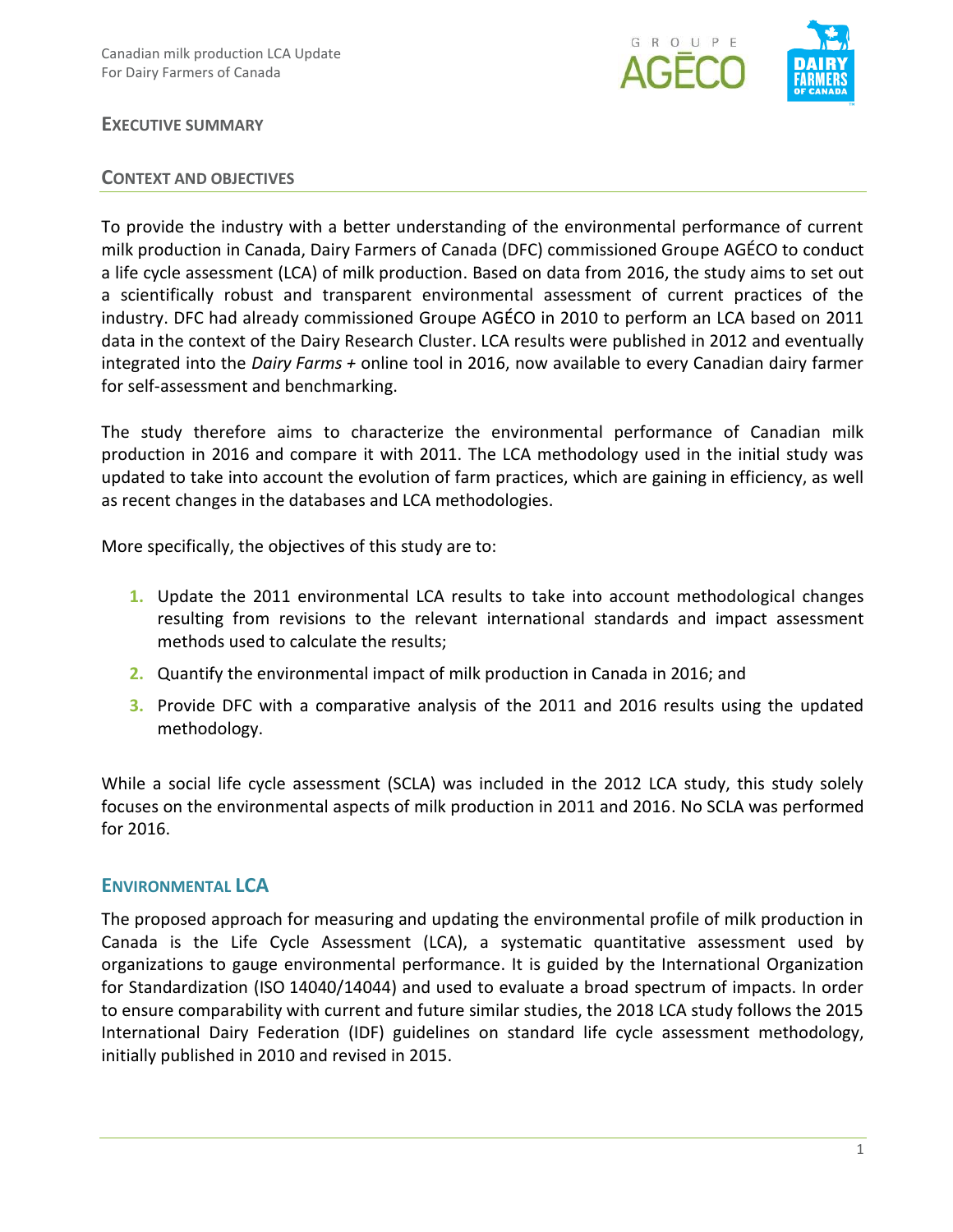## Executive Summary

### Context and Objectives

To provide the industry with a better understanding of the environmental performance of current milk production in Canada, Dairy Farmers of Canada (DFC) commissioned Groupe AGÉCO to conduct a life cycle assessment (LCA) of milk production. Based on data from 2016, the study aims to set out a scientifically robust and transparent environmental assessment of current practices of the industry. DFC had already commissioned Groupe AGÉCO in 2010 to perform an LCA based on 2011 data in the context of the Dairy Research Cluster. LCA results were published in 2012 and eventually integrated into the *Dairy Farms +* online tool in 2016, now available to every Canadian dairy farmer for self-assessment and benchmarking.

The study therefore aims to characterize the environmental performance of Canadian milk production in 2016 and compare it with 2011. The LCA methodology used in the initial study was updated to take into account the evolution of farm practices, which are gaining in efficiency, as well as recent changes in the databases and LCA methodologies.

More specifically, the objectives of this study are to:

1. Update the 2011 environmental LCA results to take into account methodological changes resulting from revisions to the relevant international standards and impact assessment methods used to calculate the results;
2. Quantify the environmental impact of milk production in Canada in 2016; and
3. Provide DFC with a comparative analysis of the 2011 and 2016 results using the updated methodology.

While a social life cycle assessment (SCLA) was included in the 2012 LCA study, this study solely focuses on the environmental aspects of milk production in 2011 and 2016. No SCLA was performed for 2016.

### Environmental LCA

The proposed approach for measuring and updating the environmental profile of milk production in Canada is the Life Cycle Assessment (LCA), a systematic quantitative assessment used by organizations to gauge environmental performance. It is guided by the International Organization for Standardization (ISO 14040/14044) and used to evaluate a broad spectrum of impacts. In order to ensure comparability with current and future similar studies, the 2018 LCA study follows the 2015 International Dairy Federation (IDF) guidelines on standard life cycle assessment methodology, initially published in 2010 and revised in 2015.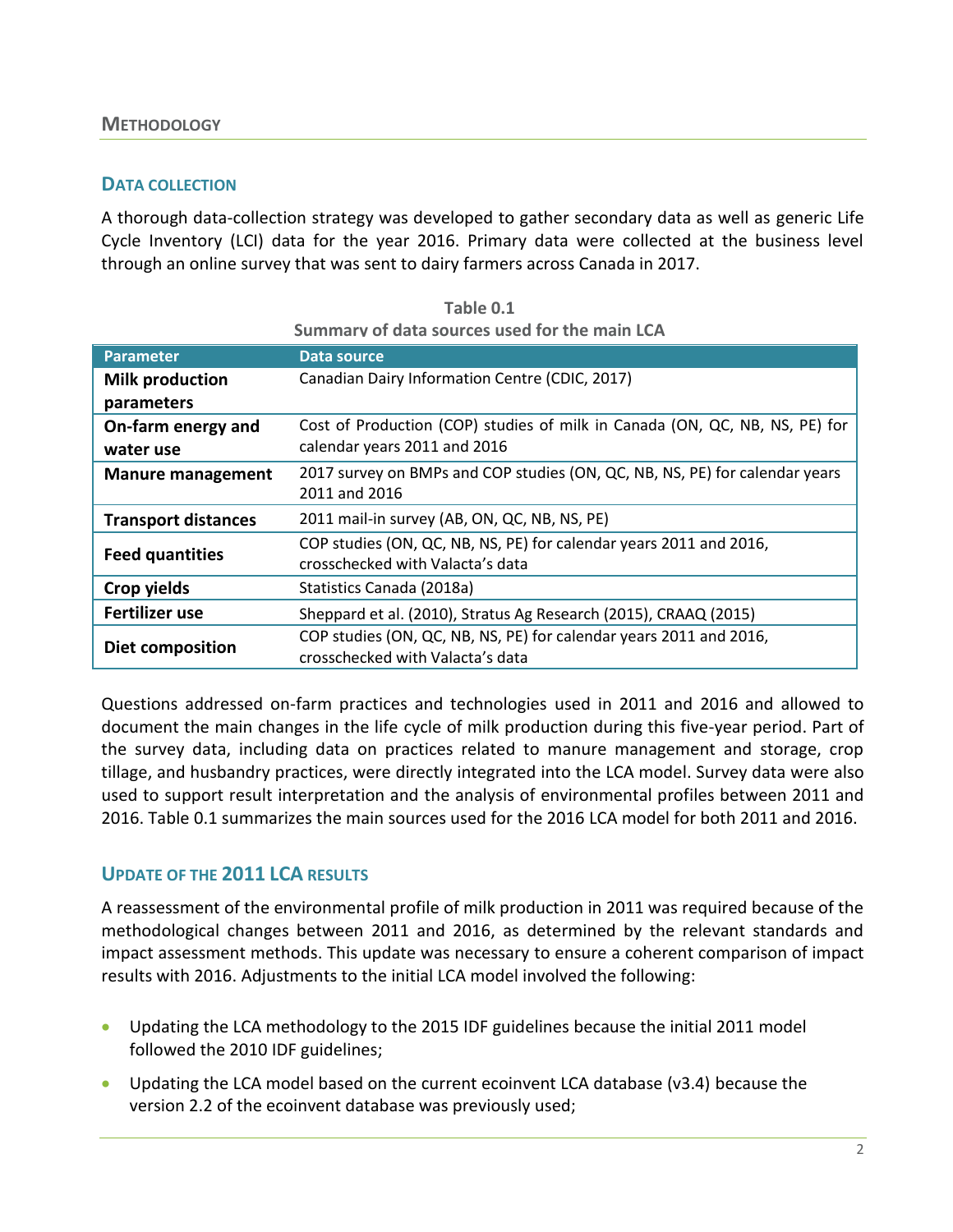## METHODOLOGY

### DATA COLLECTION

A thorough data-collection strategy was developed to gather secondary data as well as generic Life Cycle Inventory (LCI) data for the year 2016. Primary data were collected at the business level through an online survey that was sent to dairy farmers across Canada in 2017.

**Table 0.1**
**Summary of data sources used for the main LCA**

| Parameter | Data source |
|---|---|
| **Milk production parameters** | Canadian Dairy Information Centre (CDIC, 2017) |
| **On-farm energy and water use** | Cost of Production (COP) studies of milk in Canada (ON, QC, NB, NS, PE) for calendar years 2011 and 2016 |
| **Manure management** | 2017 survey on BMPs and COP studies (ON, QC, NB, NS, PE) for calendar years 2011 and 2016 |
| **Transport distances** | 2011 mail-in survey (AB, ON, QC, NB, NS, PE) |
| **Feed quantities** | COP studies (ON, QC, NB, NS, PE) for calendar years 2011 and 2016, crosschecked with Valacta's data |
| **Crop yields** | Statistics Canada (2018a) |
| **Fertilizer use** | Sheppard et al. (2010), Stratus Ag Research (2015), CRAAQ (2015) |
| **Diet composition** | COP studies (ON, QC, NB, NS, PE) for calendar years 2011 and 2016, crosschecked with Valacta's data |

Questions addressed on-farm practices and technologies used in 2011 and 2016 and allowed to document the main changes in the life cycle of milk production during this five-year period. Part of the survey data, including data on practices related to manure management and storage, crop tillage, and husbandry practices, were directly integrated into the LCA model. Survey data were also used to support result interpretation and the analysis of environmental profiles between 2011 and 2016. Table 0.1 summarizes the main sources used for the 2016 LCA model for both 2011 and 2016.

### UPDATE OF THE 2011 LCA RESULTS

A reassessment of the environmental profile of milk production in 2011 was required because of the methodological changes between 2011 and 2016, as determined by the relevant standards and impact assessment methods. This update was necessary to ensure a coherent comparison of impact results with 2016. Adjustments to the initial LCA model involved the following:

- Updating the LCA methodology to the 2015 IDF guidelines because the initial 2011 model followed the 2010 IDF guidelines;
- Updating the LCA model based on the current ecoinvent LCA database (v3.4) because the version 2.2 of the ecoinvent database was previously used;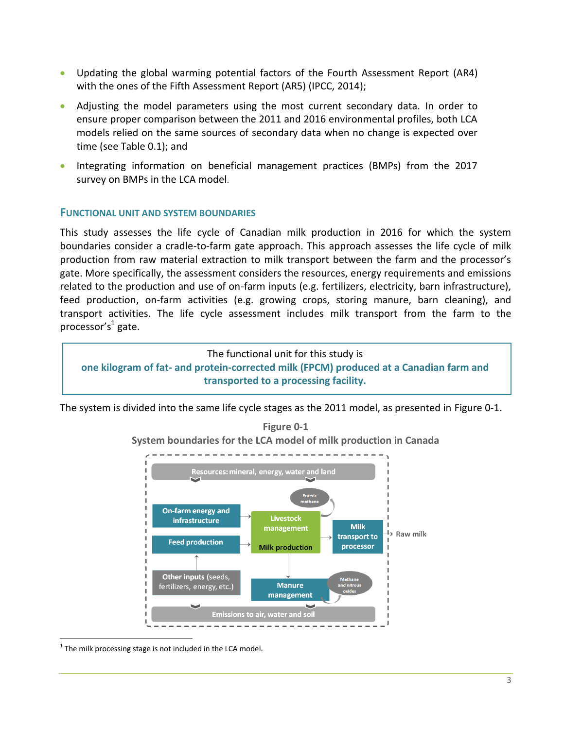- Updating the global warming potential factors of the Fourth Assessment Report (AR4) with the ones of the Fifth Assessment Report (AR5) (IPCC, 2014);
- Adjusting the model parameters using the most current secondary data. In order to ensure proper comparison between the 2011 and 2016 environmental profiles, both LCA models relied on the same sources of secondary data when no change is expected over time (see Table 0.1); and
- Integrating information on beneficial management practices (BMPs) from the 2017 survey on BMPs in the LCA model.

## FUNCTIONAL UNIT AND SYSTEM BOUNDARIES

This study assesses the life cycle of Canadian milk production in 2016 for which the system boundaries consider a cradle-to-farm gate approach. This approach assesses the life cycle of milk production from raw material extraction to milk transport between the farm and the processor's gate. More specifically, the assessment considers the resources, energy requirements and emissions related to the production and use of on-farm inputs (e.g. fertilizers, electricity, barn infrastructure), feed production, on-farm activities (e.g. growing crops, storing manure, barn cleaning), and transport activities. The life cycle assessment includes milk transport from the farm to the processor's[1] gate.

> The functional unit for this study is
> **one kilogram of fat- and protein-corrected milk (FPCM) produced at a Canadian farm and transported to a processing facility.**

The system is divided into the same life cycle stages as the 2011 model, as presented in Figure 0-1.

**Figure 0-1**
**System boundaries for the LCA model of milk production in Canada**

Resources: mineral, energy, water and land

On-farm energy and infrastructure | Feed production | Other inputs (seeds, fertilizers, energy, etc.) | Livestock management / Milk production | Enteric methane | Milk transport to processor | Raw milk | Manure management | Methane and nitrous oxides

Emissions to air, water and soil

[1] The milk processing stage is not included in the LCA model.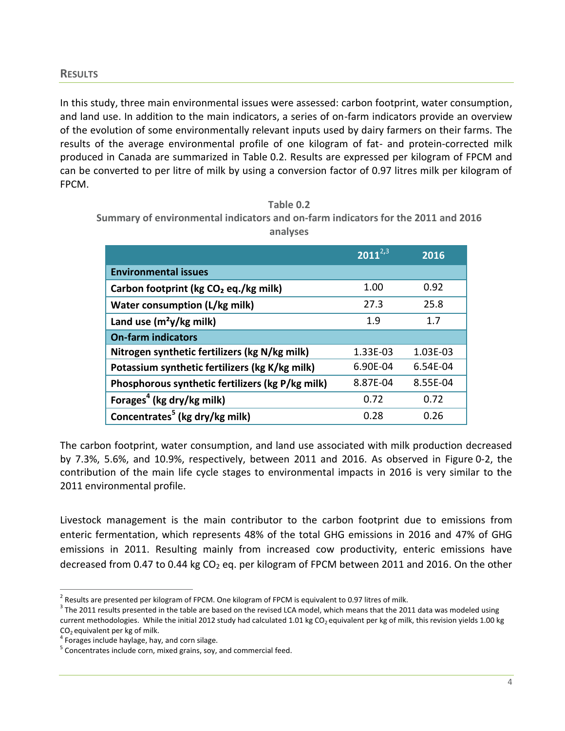## RESULTS

In this study, three main environmental issues were assessed: carbon footprint, water consumption, and land use. In addition to the main indicators, a series of on-farm indicators provide an overview of the evolution of some environmentally relevant inputs used by dairy farmers on their farms. The results of the average environmental profile of one kilogram of fat- and protein-corrected milk produced in Canada are summarized in Table 0.2. Results are expressed per kilogram of FPCM and can be converted to per litre of milk by using a conversion factor of 0.97 litres milk per kilogram of FPCM.

**Table 0.2**
**Summary of environmental indicators and on-farm indicators for the 2011 and 2016 analyses**

| | 2011[2,3] | 2016 |
|---|---|---|
| **Environmental issues** | | |
| **Carbon footprint (kg $CO_2$ eq./kg milk)** | 1.00 | 0.92 |
| **Water consumption (L/kg milk)** | 27.3 | 25.8 |
| **Land use ($m^2$y/kg milk)** | 1.9 | 1.7 |
| **On-farm indicators** | | |
| **Nitrogen synthetic fertilizers (kg N/kg milk)** | 1.33E-03 | 1.03E-03 |
| **Potassium synthetic fertilizers (kg K/kg milk)** | 6.90E-04 | 6.54E-04 |
| **Phosphorous synthetic fertilizers (kg P/kg milk)** | 8.87E-04 | 8.55E-04 |
| **Forages[4] (kg dry/kg milk)** | 0.72 | 0.72 |
| **Concentrates[5] (kg dry/kg milk)** | 0.28 | 0.26 |

The carbon footprint, water consumption, and land use associated with milk production decreased by 7.3%, 5.6%, and 10.9%, respectively, between 2011 and 2016. As observed in Figure 0-2, the contribution of the main life cycle stages to environmental impacts in 2016 is very similar to the 2011 environmental profile.

Livestock management is the main contributor to the carbon footprint due to emissions from enteric fermentation, which represents 48% of the total GHG emissions in 2016 and 47% of GHG emissions in 2011. Resulting mainly from increased cow productivity, enteric emissions have decreased from 0.47 to 0.44 kg $CO_2$ eq. per kilogram of FPCM between 2011 and 2016. On the other

---

[2] Results are presented per kilogram of FPCM. One kilogram of FPCM is equivalent to 0.97 litres of milk.

[3] The 2011 results presented in the table are based on the revised LCA model, which means that the 2011 data was modeled using current methodologies. While the initial 2012 study had calculated 1.01 kg $CO_2$ equivalent per kg of milk, this revision yields 1.00 kg $CO_2$ equivalent per kg of milk.

[4] Forages include haylage, hay, and corn silage.

[5] Concentrates include corn, mixed grains, soy, and commercial feed.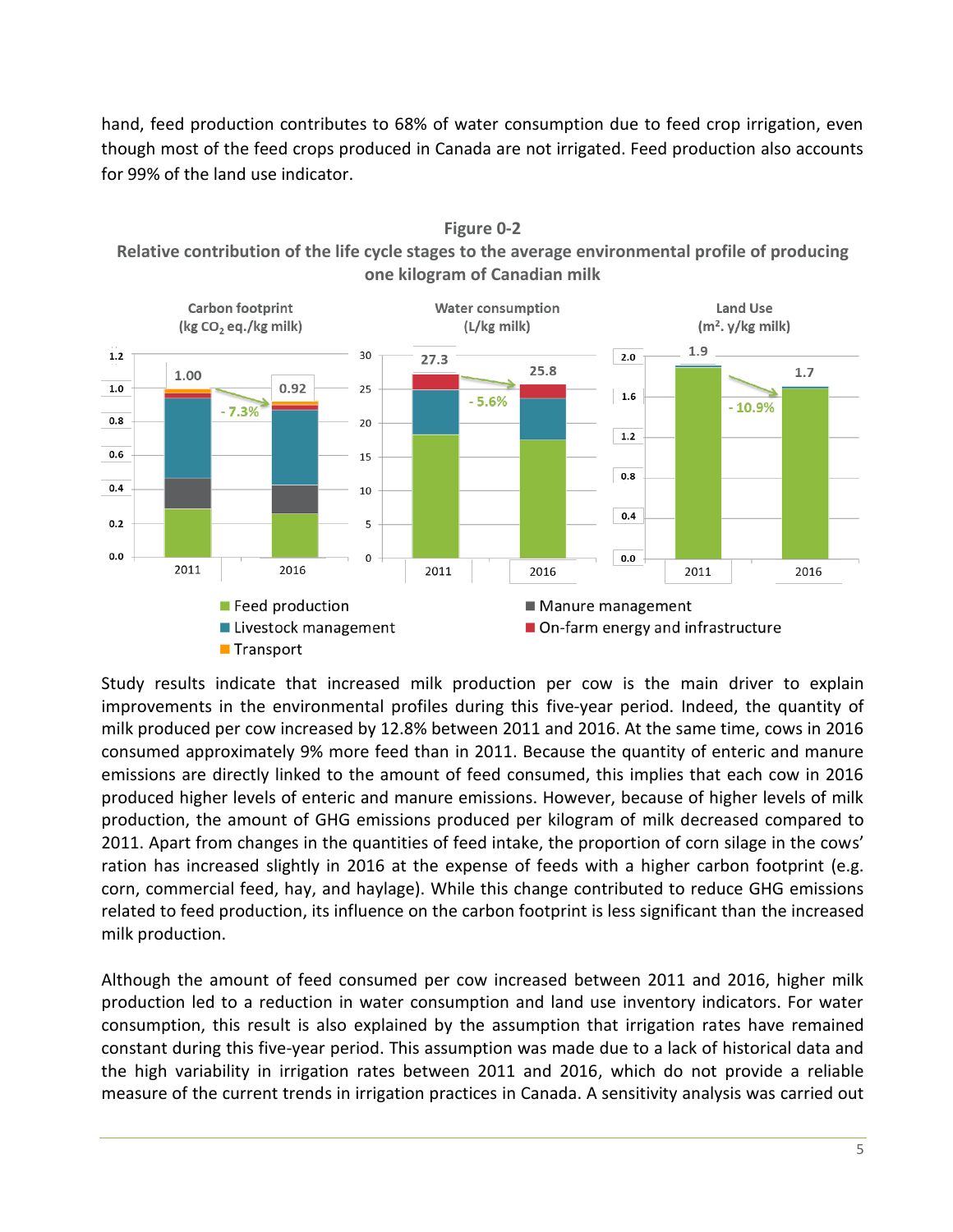hand, feed production contributes to 68% of water consumption due to feed crop irrigation, even though most of the feed crops produced in Canada are not irrigated. Feed production also accounts for 99% of the land use indicator.

**Figure 0-2**
**Relative contribution of the life cycle stages to the average environmental profile of producing one kilogram of Canadian milk**

Carbon footprint ($kg\ CO_2$ eq./kg milk): 2011: 1.00; 2016: 0.92; - 7.3%

Water consumption (L/kg milk): 2011: 27.3; 2016: 25.8; - 5.6%

Land Use ($m^2$. y/kg milk): 2011: 1.9; 2016: 1.7; - 10.9%

Feed production; Livestock management; Transport; Manure management; On-farm energy and infrastructure

Study results indicate that increased milk production per cow is the main driver to explain improvements in the environmental profiles during this five-year period. Indeed, the quantity of milk produced per cow increased by 12.8% between 2011 and 2016. At the same time, cows in 2016 consumed approximately 9% more feed than in 2011. Because the quantity of enteric and manure emissions are directly linked to the amount of feed consumed, this implies that each cow in 2016 produced higher levels of enteric and manure emissions. However, because of higher levels of milk production, the amount of GHG emissions produced per kilogram of milk decreased compared to 2011. Apart from changes in the quantities of feed intake, the proportion of corn silage in the cows' ration has increased slightly in 2016 at the expense of feeds with a higher carbon footprint (e.g. corn, commercial feed, hay, and haylage). While this change contributed to reduce GHG emissions related to feed production, its influence on the carbon footprint is less significant than the increased milk production.

Although the amount of feed consumed per cow increased between 2011 and 2016, higher milk production led to a reduction in water consumption and land use inventory indicators. For water consumption, this result is also explained by the assumption that irrigation rates have remained constant during this five-year period. This assumption was made due to a lack of historical data and the high variability in irrigation rates between 2011 and 2016, which do not provide a reliable measure of the current trends in irrigation practices in Canada. A sensitivity analysis was carried out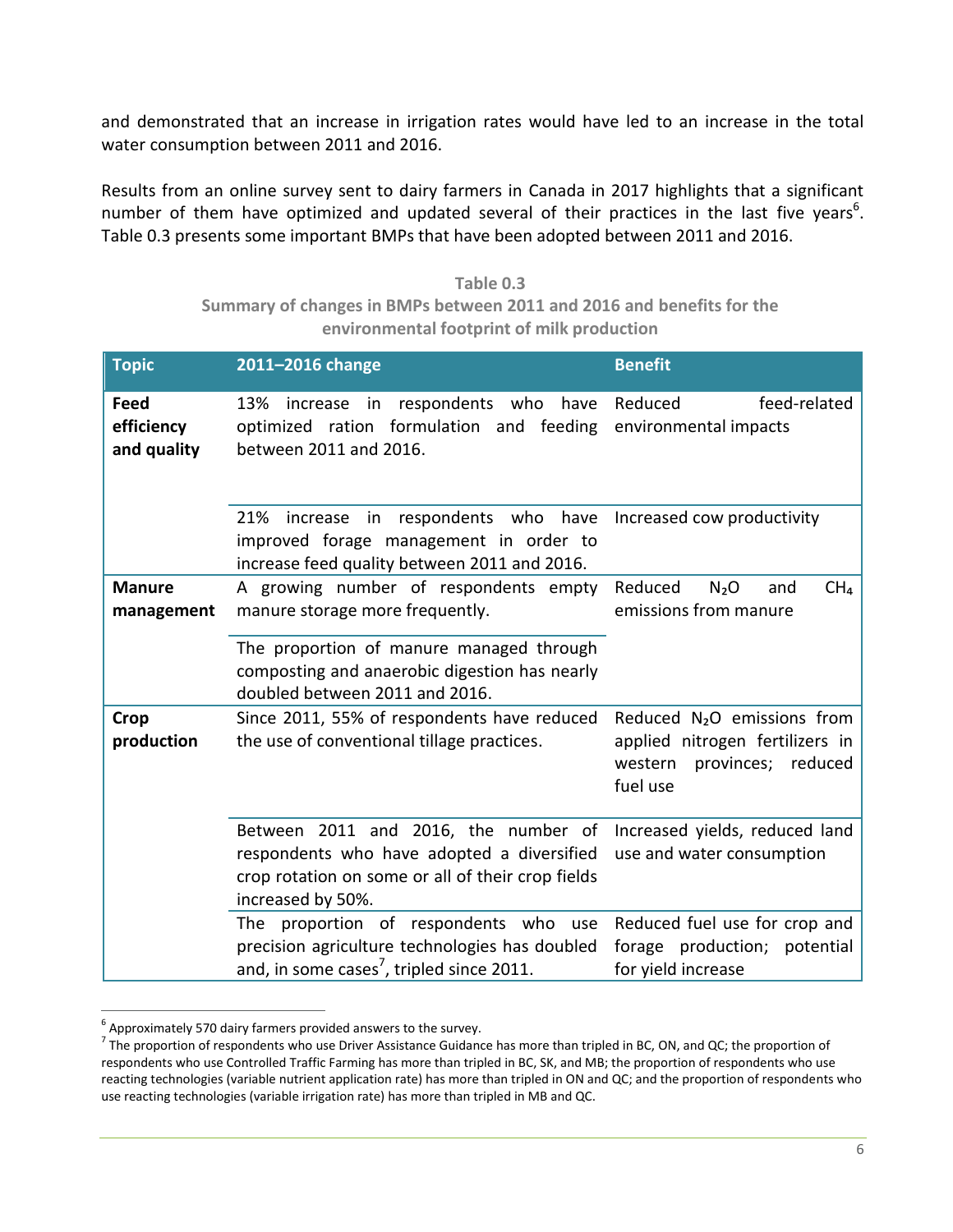and demonstrated that an increase in irrigation rates would have led to an increase in the total water consumption between 2011 and 2016.

Results from an online survey sent to dairy farmers in Canada in 2017 highlights that a significant number of them have optimized and updated several of their practices in the last five years[6]. Table 0.3 presents some important BMPs that have been adopted between 2011 and 2016.

**Table 0.3**
**Summary of changes in BMPs between 2011 and 2016 and benefits for the environmental footprint of milk production**

| Topic | 2011–2016 change | Benefit |
|---|---|---|
| **Feed efficiency and quality** | 13% increase in respondents who have optimized ration formulation and feeding between 2011 and 2016. | Reduced feed-related environmental impacts |
| | 21% increase in respondents who have improved forage management in order to increase feed quality between 2011 and 2016. | Increased cow productivity |
| **Manure management** | A growing number of respondents empty manure storage more frequently. | Reduced $N_2O$ and $CH_4$ emissions from manure |
| | The proportion of manure managed through composting and anaerobic digestion has nearly doubled between 2011 and 2016. | |
| **Crop production** | Since 2011, 55% of respondents have reduced the use of conventional tillage practices. | Reduced $N_2O$ emissions from applied nitrogen fertilizers in western provinces; reduced fuel use |
| | Between 2011 and 2016, the number of respondents who have adopted a diversified crop rotation on some or all of their crop fields increased by 50%. | Increased yields, reduced land use and water consumption |
| | The proportion of respondents who use precision agriculture technologies has doubled and, in some cases[7], tripled since 2011. | Reduced fuel use for crop and forage production; potential for yield increase |

[6] Approximately 570 dairy farmers provided answers to the survey.

[7] The proportion of respondents who use Driver Assistance Guidance has more than tripled in BC, ON, and QC; the proportion of respondents who use Controlled Traffic Farming has more than tripled in BC, SK, and MB; the proportion of respondents who use reacting technologies (variable nutrient application rate) has more than tripled in ON and QC; and the proportion of respondents who use reacting technologies (variable irrigation rate) has more than tripled in MB and QC.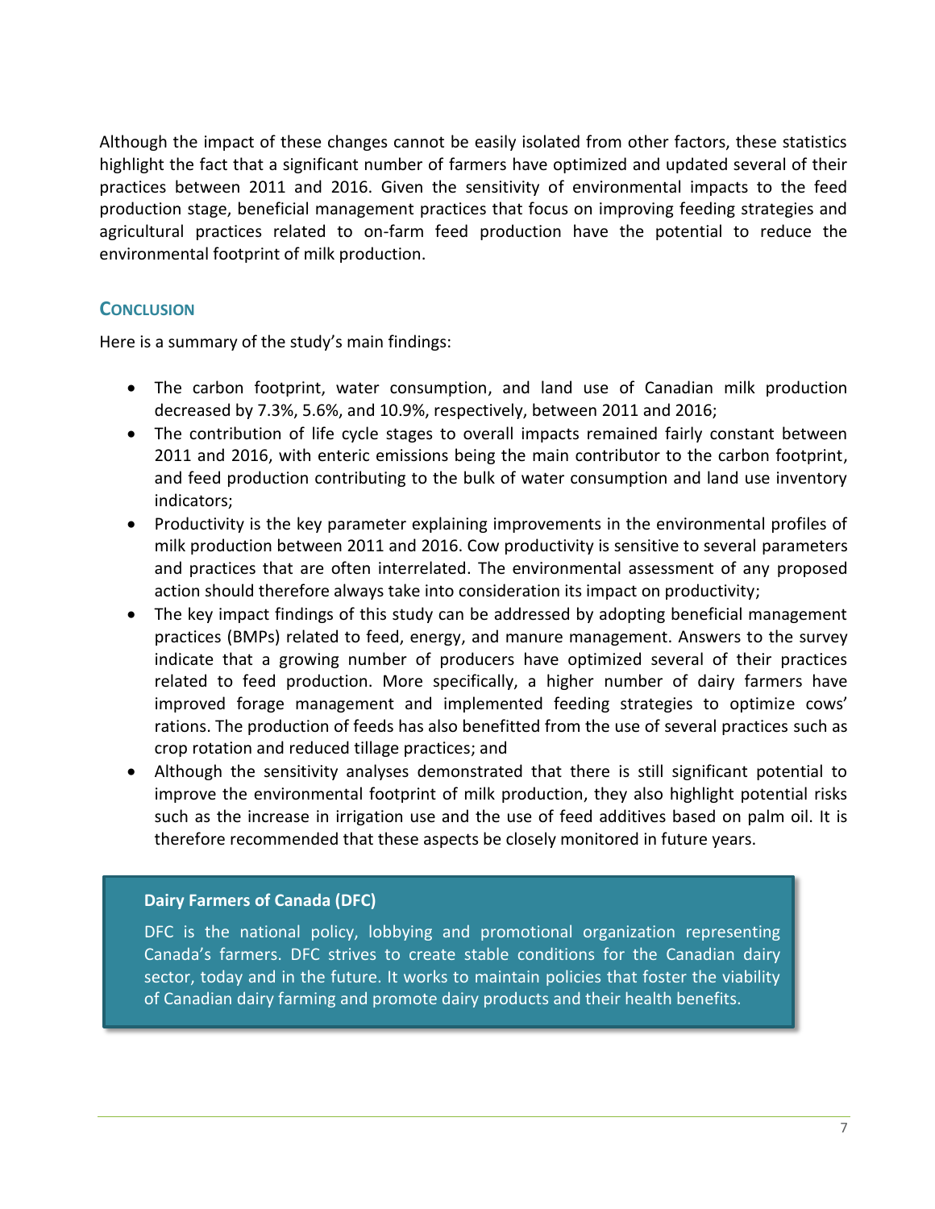Although the impact of these changes cannot be easily isolated from other factors, these statistics highlight the fact that a significant number of farmers have optimized and updated several of their practices between 2011 and 2016. Given the sensitivity of environmental impacts to the feed production stage, beneficial management practices that focus on improving feeding strategies and agricultural practices related to on-farm feed production have the potential to reduce the environmental footprint of milk production.

## Conclusion

Here is a summary of the study's main findings:

- The carbon footprint, water consumption, and land use of Canadian milk production decreased by 7.3%, 5.6%, and 10.9%, respectively, between 2011 and 2016;
- The contribution of life cycle stages to overall impacts remained fairly constant between 2011 and 2016, with enteric emissions being the main contributor to the carbon footprint, and feed production contributing to the bulk of water consumption and land use inventory indicators;
- Productivity is the key parameter explaining improvements in the environmental profiles of milk production between 2011 and 2016. Cow productivity is sensitive to several parameters and practices that are often interrelated. The environmental assessment of any proposed action should therefore always take into consideration its impact on productivity;
- The key impact findings of this study can be addressed by adopting beneficial management practices (BMPs) related to feed, energy, and manure management. Answers to the survey indicate that a growing number of producers have optimized several of their practices related to feed production. More specifically, a higher number of dairy farmers have improved forage management and implemented feeding strategies to optimize cows' rations. The production of feeds has also benefitted from the use of several practices such as crop rotation and reduced tillage practices; and
- Although the sensitivity analyses demonstrated that there is still significant potential to improve the environmental footprint of milk production, they also highlight potential risks such as the increase in irrigation use and the use of feed additives based on palm oil. It is therefore recommended that these aspects be closely monitored in future years.

**Dairy Farmers of Canada (DFC)**

DFC is the national policy, lobbying and promotional organization representing Canada's farmers. DFC strives to create stable conditions for the Canadian dairy sector, today and in the future. It works to maintain policies that foster the viability of Canadian dairy farming and promote dairy products and their health benefits.